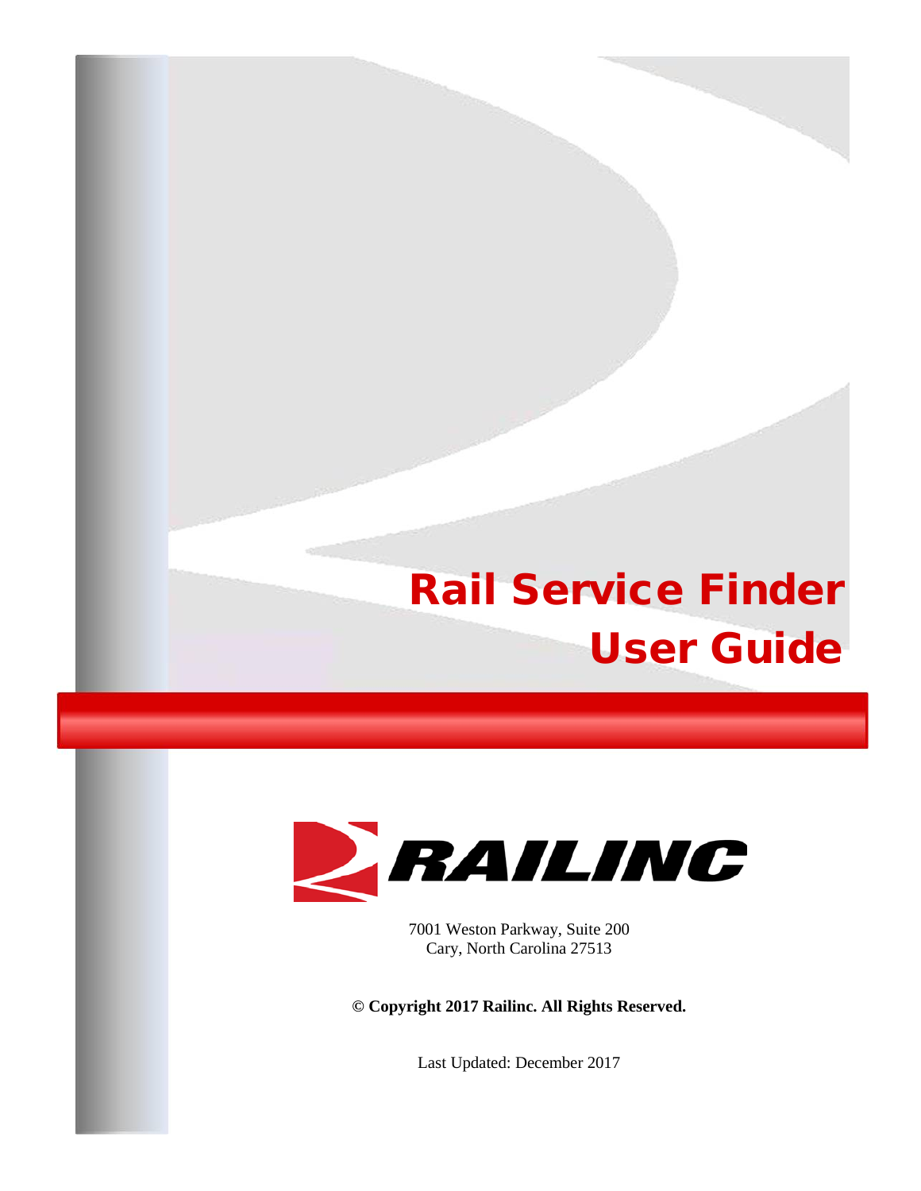# Rail Service Finder User Guide

RAILINC

7001 Weston Parkway, Suite 200
Cary, North Carolina 27513

**© Copyright 2017 Railinc. All Rights Reserved.**

Last Updated: December 2017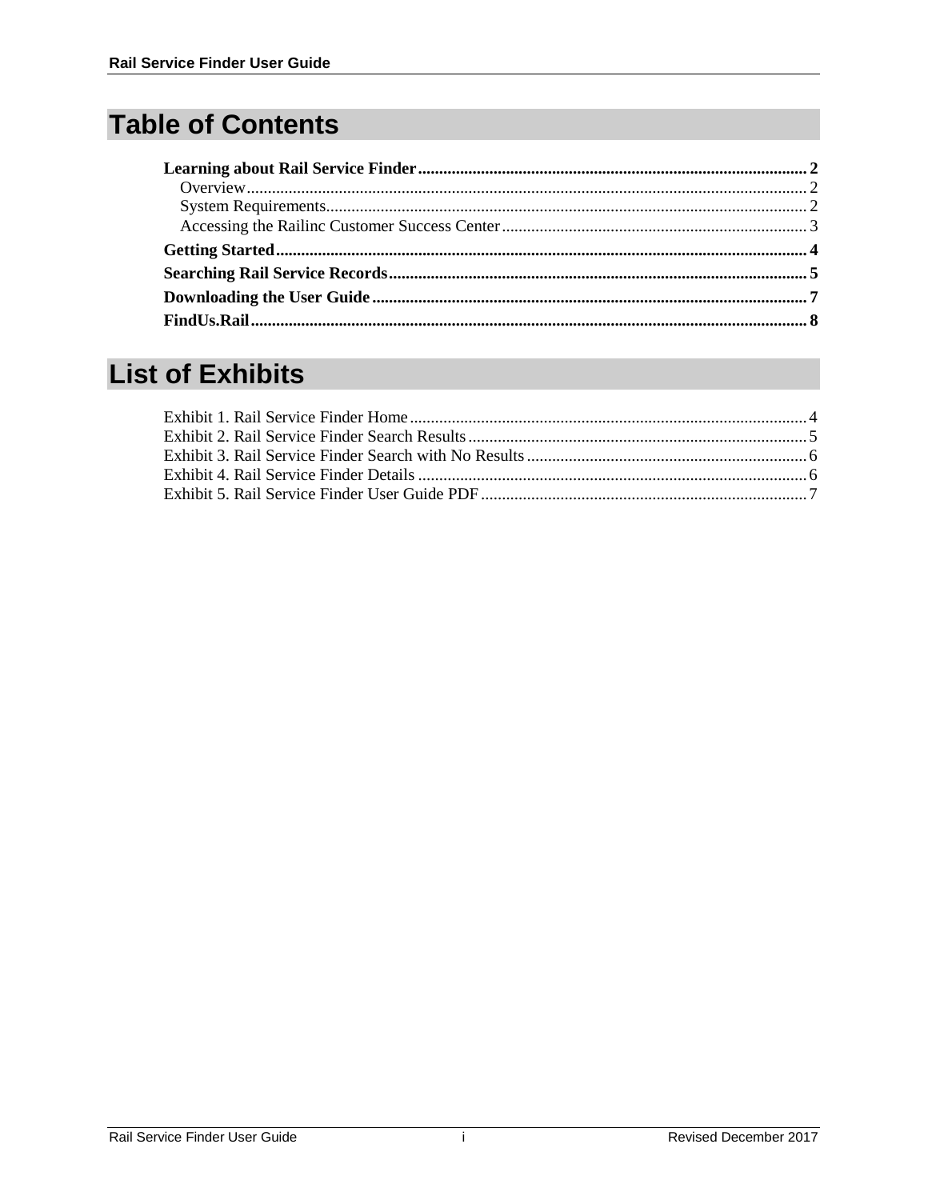# Table of Contents

**Learning about Rail Service Finder** .... **2**
- Overview .... 2
- System Requirements .... 2
- Accessing the Railinc Customer Success Center .... 3

**Getting Started** .... **4**

**Searching Rail Service Records** .... **5**

**Downloading the User Guide** .... **7**

**FindUs.Rail** .... **8**

# List of Exhibits

Exhibit 1. Rail Service Finder Home .... 4
Exhibit 2. Rail Service Finder Search Results .... 5
Exhibit 3. Rail Service Finder Search with No Results .... 6
Exhibit 4. Rail Service Finder Details .... 6
Exhibit 5. Rail Service Finder User Guide PDF .... 7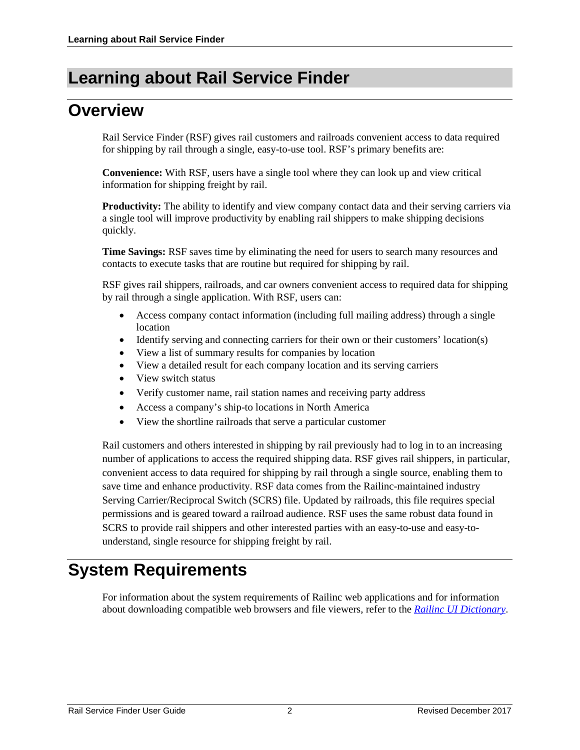# Learning about Rail Service Finder

## Overview

Rail Service Finder (RSF) gives rail customers and railroads convenient access to data required for shipping by rail through a single, easy-to-use tool. RSF's primary benefits are:

**Convenience:** With RSF, users have a single tool where they can look up and view critical information for shipping freight by rail.

**Productivity:** The ability to identify and view company contact data and their serving carriers via a single tool will improve productivity by enabling rail shippers to make shipping decisions quickly.

**Time Savings:** RSF saves time by eliminating the need for users to search many resources and contacts to execute tasks that are routine but required for shipping by rail.

RSF gives rail shippers, railroads, and car owners convenient access to required data for shipping by rail through a single application. With RSF, users can:

- Access company contact information (including full mailing address) through a single location
- Identify serving and connecting carriers for their own or their customers' location(s)
- View a list of summary results for companies by location
- View a detailed result for each company location and its serving carriers
- View switch status
- Verify customer name, rail station names and receiving party address
- Access a company's ship-to locations in North America
- View the shortline railroads that serve a particular customer

Rail customers and others interested in shipping by rail previously had to log in to an increasing number of applications to access the required shipping data. RSF gives rail shippers, in particular, convenient access to data required for shipping by rail through a single source, enabling them to save time and enhance productivity. RSF data comes from the Railinc-maintained industry Serving Carrier/Reciprocal Switch (SCRS) file. Updated by railroads, this file requires special permissions and is geared toward a railroad audience. RSF uses the same robust data found in SCRS to provide rail shippers and other interested parties with an easy-to-use and easy-to-understand, single resource for shipping freight by rail.

## System Requirements

For information about the system requirements of Railinc web applications and for information about downloading compatible web browsers and file viewers, refer to the *Railinc UI Dictionary*.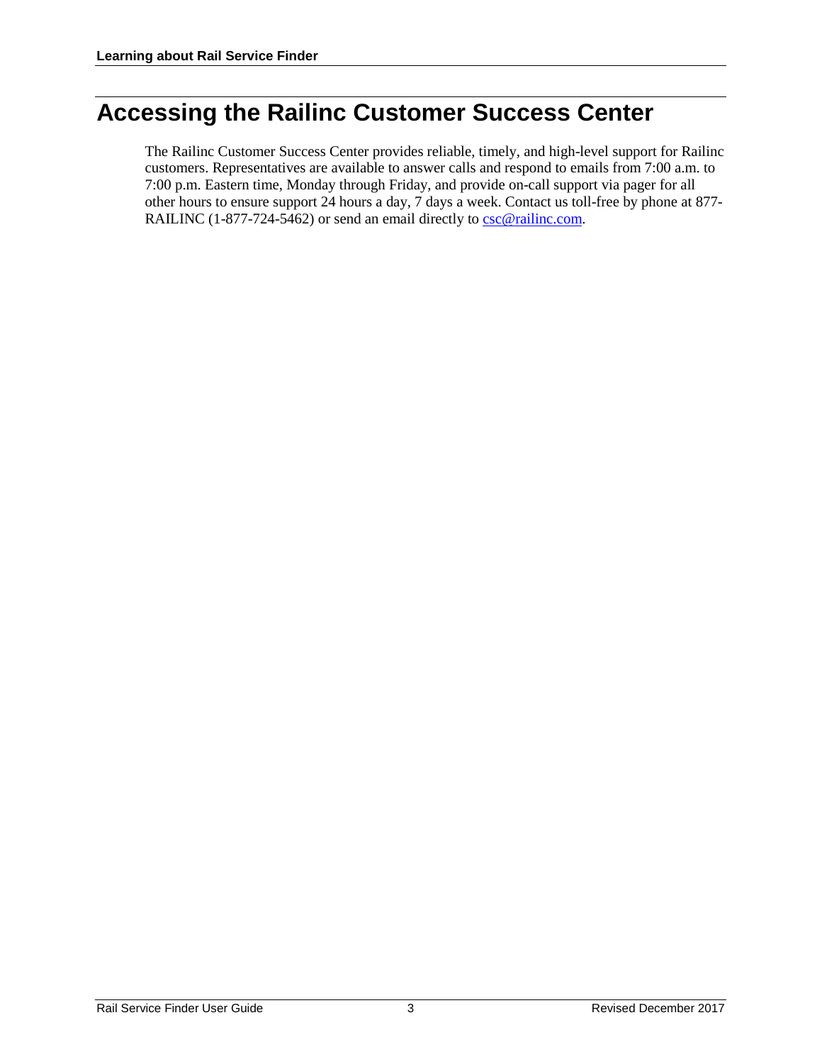# Accessing the Railinc Customer Success Center

The Railinc Customer Success Center provides reliable, timely, and high-level support for Railinc customers. Representatives are available to answer calls and respond to emails from 7:00 a.m. to 7:00 p.m. Eastern time, Monday through Friday, and provide on-call support via pager for all other hours to ensure support 24 hours a day, 7 days a week. Contact us toll-free by phone at 877-RAILINC (1-877-724-5462) or send an email directly to csc@railinc.com.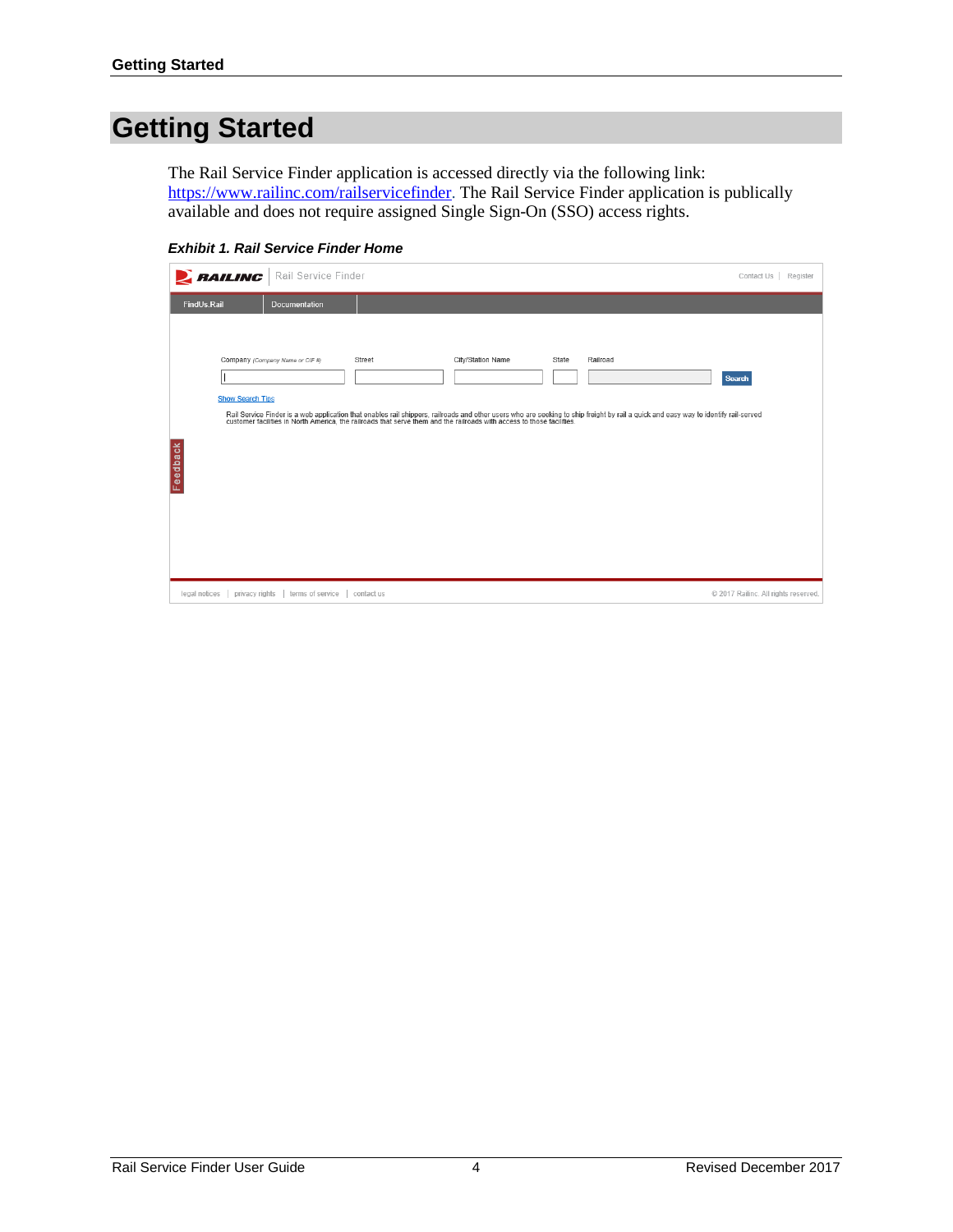# Getting Started

The Rail Service Finder application is accessed directly via the following link: https://www.railinc.com/railservicefinder. The Rail Service Finder application is publically available and does not require assigned Single Sign-On (SSO) access rights.

***Exhibit 1. Rail Service Finder Home***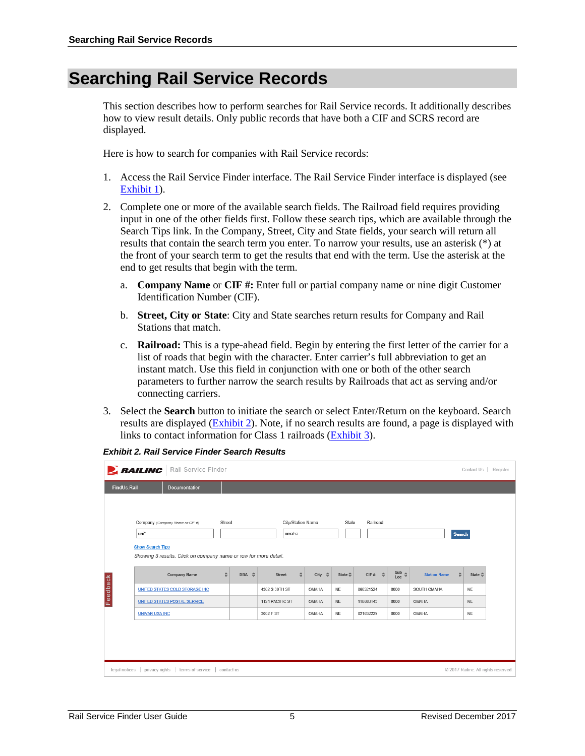# Searching Rail Service Records

This section describes how to perform searches for Rail Service records. It additionally describes how to view result details. Only public records that have both a CIF and SCRS record are displayed.

Here is how to search for companies with Rail Service records:

1. Access the Rail Service Finder interface. The Rail Service Finder interface is displayed (see Exhibit 1).
2. Complete one or more of the available search fields. The Railroad field requires providing input in one of the other fields first. Follow these search tips, which are available through the Search Tips link. In the Company, Street, City and State fields, your search will return all results that contain the search term you enter. To narrow your results, use an asterisk (*) at the front of your search term to get the results that end with the term. Use the asterisk at the end to get results that begin with the term.
   a. **Company Name** or **CIF #:** Enter full or partial company name or nine digit Customer Identification Number (CIF).
   b. **Street, City or State**: City and State searches return results for Company and Rail Stations that match.
   c. **Railroad:** This is a type-ahead field. Begin by entering the first letter of the carrier for a list of roads that begin with the character. Enter carrier's full abbreviation to get an instant match. Use this field in conjunction with one or both of the other search parameters to further narrow the search results by Railroads that act as serving and/or connecting carriers.
3. Select the **Search** button to initiate the search or select Enter/Return on the keyboard. Search results are displayed (Exhibit 2). Note, if no search results are found, a page is displayed with links to contact information for Class 1 railroads (Exhibit 3).

***Exhibit 2. Rail Service Finder Search Results***

RAILINC | Rail Service Finder — Contact Us | Register

FindUs.Rail | Documentation

Company (Company Name or CIF #): uni* | Street: | City/Station Name: omaha | State: | Railroad: | Search

Show Search Tips

*Showing 3 results. Click on company name or row for more detail.*

| Company Name | DBA | Street | City | State | CIF # | Sub Loc | Station Name | State |
|---|---|---|---|---|---|---|---|---|
| UNITED STATES COLD STORAGE INC | | 4302 S 30TH ST | OMAHA | NE | 068521524 | 0000 | SOUTH OMAHA | NE |
| UNITED STATES POSTAL SERVICE | | 1124 PACIFIC ST | OMAHA | NE | 118683143 | 0000 | OMAHA | NE |
| UNIVAR USA INC | | 3002 F ST | OMAHA | NE | 021632229 | 0000 | OMAHA | NE |

legal notices | privacy rights | terms of service | contact us — © 2017 Railinc. All rights reserved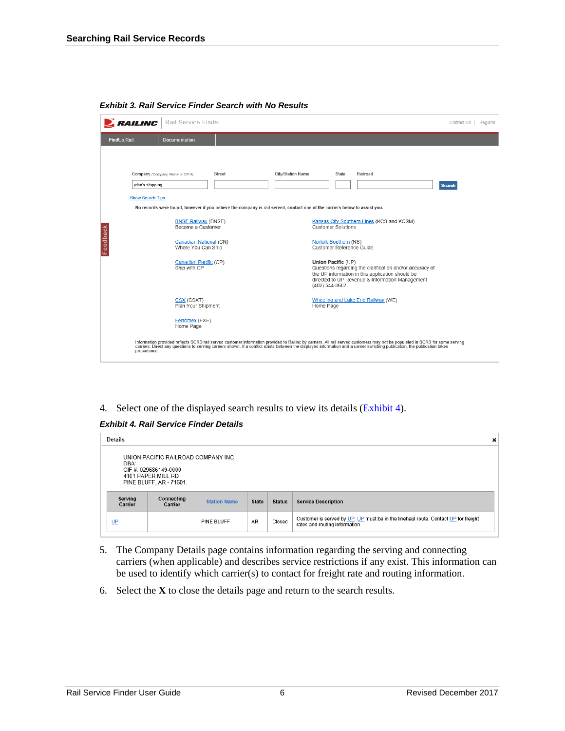*Exhibit 3. Rail Service Finder Search with No Results*

RAILINC | Rail Service Finder — Contact Us | Register

FindUs.Rail | Documentation

Company (Company Name or CIF #): john's shipping | Street | City/Station Name | State | Railroad | Search

Show Search Tips

**No records were found, however if you believe the company is rail served, contact one of the carriers below to assist you.**

BNSF Railway (BNSF)
Become a Customer

Canadian National (CN)
Where You Can Ship

Canadian Pacific (CP)
Ship with CP

CSX (CSXT)
Plan Your Shipment

Ferromex (FXE)
Home Page

Kansas City Southern Lines (KCS and KCSM)
Customer Solutions

Norfolk Southern (NS)
Customer Reference Guide

**Union Pacific** (UP)
Questions regarding the clarification and/or accuracy of the UP information in this application should be directed to UP Revenue & Information Management (402) 544-3507

Wheeling and Lake Erie Railway (WE)
Home Page

Information provided reflects SCRS rail served customer information provided to Railinc by carriers. All rail served customers may not be populated in SCRS for some serving carriers. Direct any questions to serving carriers shown. If a conflict exists between the displayed information and a carrier switching publication, the publication takes precedence.

4. Select one of the displayed search results to view its details (Exhibit 4).

*Exhibit 4. Rail Service Finder Details*

**Details**

UNION PACIFIC RAILROAD COMPANY INC
DBA:
CIF #: 029686149-0000
4101 PAPER MILL RD
PINE BLUFF, AR - 71601

| Serving Carrier | Connecting Carrier | Station Name | State | Status | Service Description |
|---|---|---|---|---|---|
| UP | | PINE BLUFF | AR | Closed | Customer is served by UP. UP must be in the linehaul route. Contact UP for freight rates and routing information. |

5. The Company Details page contains information regarding the serving and connecting carriers (when applicable) and describes service restrictions if any exist. This information can be used to identify which carrier(s) to contact for freight rate and routing information.

6. Select the **X** to close the details page and return to the search results.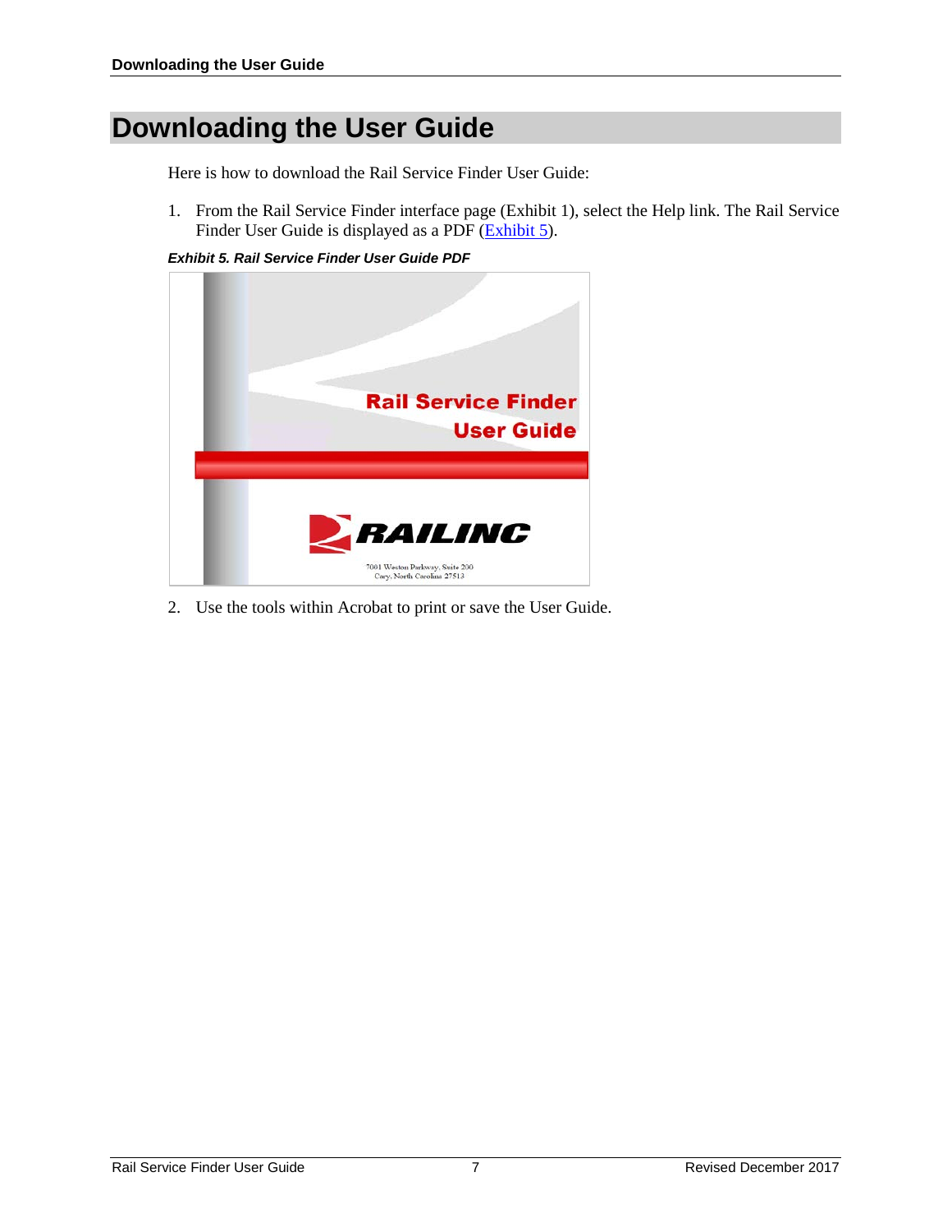# Downloading the User Guide

Here is how to download the Rail Service Finder User Guide:

1. From the Rail Service Finder interface page (Exhibit 1), select the Help link. The Rail Service Finder User Guide is displayed as a PDF (Exhibit 5).

***Exhibit 5. Rail Service Finder User Guide PDF***

2. Use the tools within Acrobat to print or save the User Guide.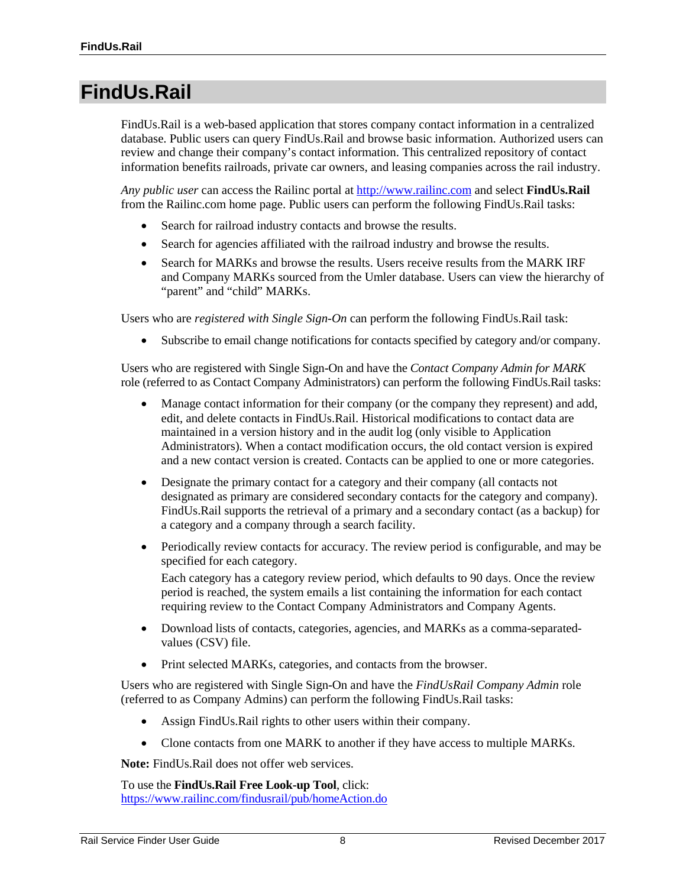# FindUs.Rail

FindUs.Rail is a web-based application that stores company contact information in a centralized database. Public users can query FindUs.Rail and browse basic information. Authorized users can review and change their company's contact information. This centralized repository of contact information benefits railroads, private car owners, and leasing companies across the rail industry.

*Any public user* can access the Railinc portal at [http://www.railinc.com](http://www.railinc.com) and select **FindUs.Rail** from the Railinc.com home page. Public users can perform the following FindUs.Rail tasks:

- Search for railroad industry contacts and browse the results.
- Search for agencies affiliated with the railroad industry and browse the results.
- Search for MARKs and browse the results. Users receive results from the MARK IRF and Company MARKs sourced from the Umler database. Users can view the hierarchy of "parent" and "child" MARKs.

Users who are *registered with Single Sign-On* can perform the following FindUs.Rail task:

- Subscribe to email change notifications for contacts specified by category and/or company.

Users who are registered with Single Sign-On and have the *Contact Company Admin for MARK* role (referred to as Contact Company Administrators) can perform the following FindUs.Rail tasks:

- Manage contact information for their company (or the company they represent) and add, edit, and delete contacts in FindUs.Rail. Historical modifications to contact data are maintained in a version history and in the audit log (only visible to Application Administrators). When a contact modification occurs, the old contact version is expired and a new contact version is created. Contacts can be applied to one or more categories.
- Designate the primary contact for a category and their company (all contacts not designated as primary are considered secondary contacts for the category and company). FindUs.Rail supports the retrieval of a primary and a secondary contact (as a backup) for a category and a company through a search facility.
- Periodically review contacts for accuracy. The review period is configurable, and may be specified for each category.

  Each category has a category review period, which defaults to 90 days. Once the review period is reached, the system emails a list containing the information for each contact requiring review to the Contact Company Administrators and Company Agents.
- Download lists of contacts, categories, agencies, and MARKs as a comma-separated-values (CSV) file.
- Print selected MARKs, categories, and contacts from the browser.

Users who are registered with Single Sign-On and have the *FindUsRail Company Admin* role (referred to as Company Admins) can perform the following FindUs.Rail tasks:

- Assign FindUs.Rail rights to other users within their company.
- Clone contacts from one MARK to another if they have access to multiple MARKs.

**Note:** FindUs.Rail does not offer web services.

To use the **FindUs.Rail Free Look-up Tool**, click: [https://www.railinc.com/findusrail/pub/homeAction.do](https://www.railinc.com/findusrail/pub/homeAction.do)